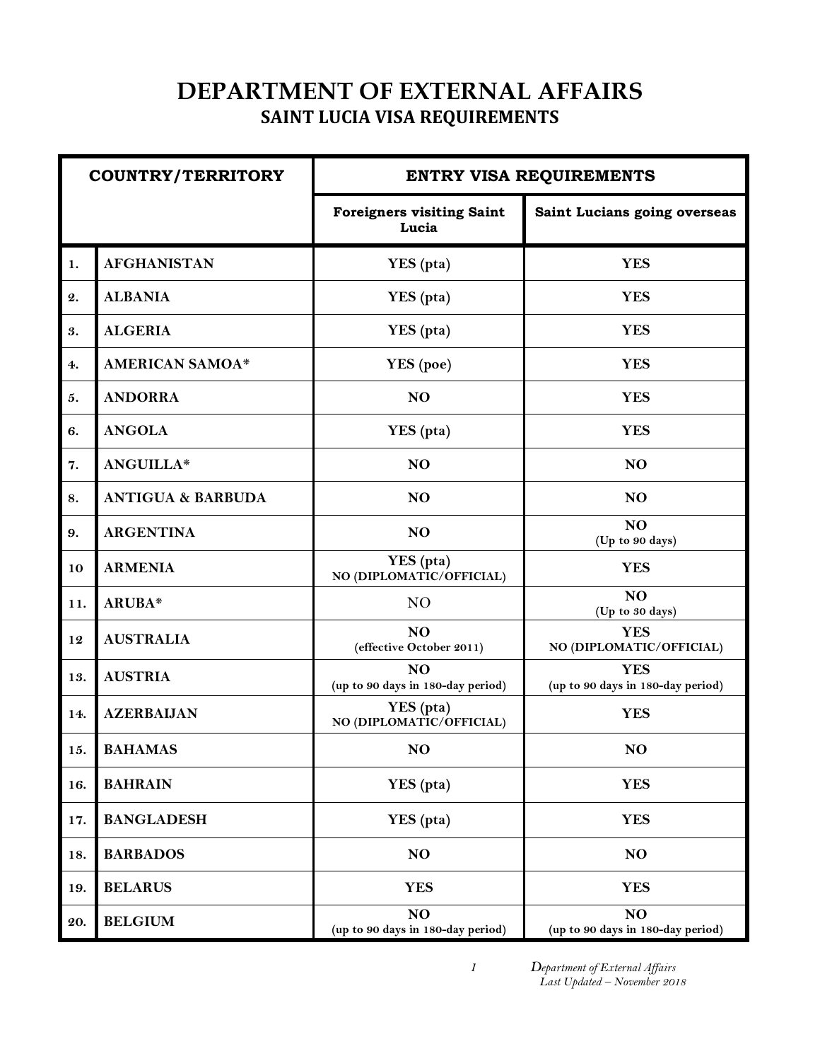# DEPARTMENT OF EXTERNAL AFFAIRS

## SAINT LUCIA VISA REQUIREMENTS

| COUNTRY/TERRITORY | | ENTRY VISA REQUIREMENTS | |
|---|---|---|---|
| | | Foreigners visiting Saint Lucia | Saint Lucians going overseas |
| 1. | AFGHANISTAN | YES (pta) | YES |
| 2. | ALBANIA | YES (pta) | YES |
| 3. | ALGERIA | YES (pta) | YES |
| 4. | AMERICAN SAMOA* | YES (poe) | YES |
| 5. | ANDORRA | NO | YES |
| 6. | ANGOLA | YES (pta) | YES |
| 7. | ANGUILLA* | NO | NO |
| 8. | ANTIGUA & BARBUDA | NO | NO |
| 9. | ARGENTINA | NO | NO (Up to 90 days) |
| 10 | ARMENIA | YES (pta) NO (DIPLOMATIC/OFFICIAL) | YES |
| 11. | ARUBA* | NO | NO (Up to 30 days) |
| 12 | AUSTRALIA | NO (effective October 2011) | YES NO (DIPLOMATIC/OFFICIAL) |
| 13. | AUSTRIA | NO (up to 90 days in 180-day period) | YES (up to 90 days in 180-day period) |
| 14. | AZERBAIJAN | YES (pta) NO (DIPLOMATIC/OFFICIAL) | YES |
| 15. | BAHAMAS | NO | NO |
| 16. | BAHRAIN | YES (pta) | YES |
| 17. | BANGLADESH | YES (pta) | YES |
| 18. | BARBADOS | NO | NO |
| 19. | BELARUS | YES | YES |
| 20. | BELGIUM | NO (up to 90 days in 180-day period) | NO (up to 90 days in 180-day period) |

*Department of External Affairs*
*Last Updated – November 2018*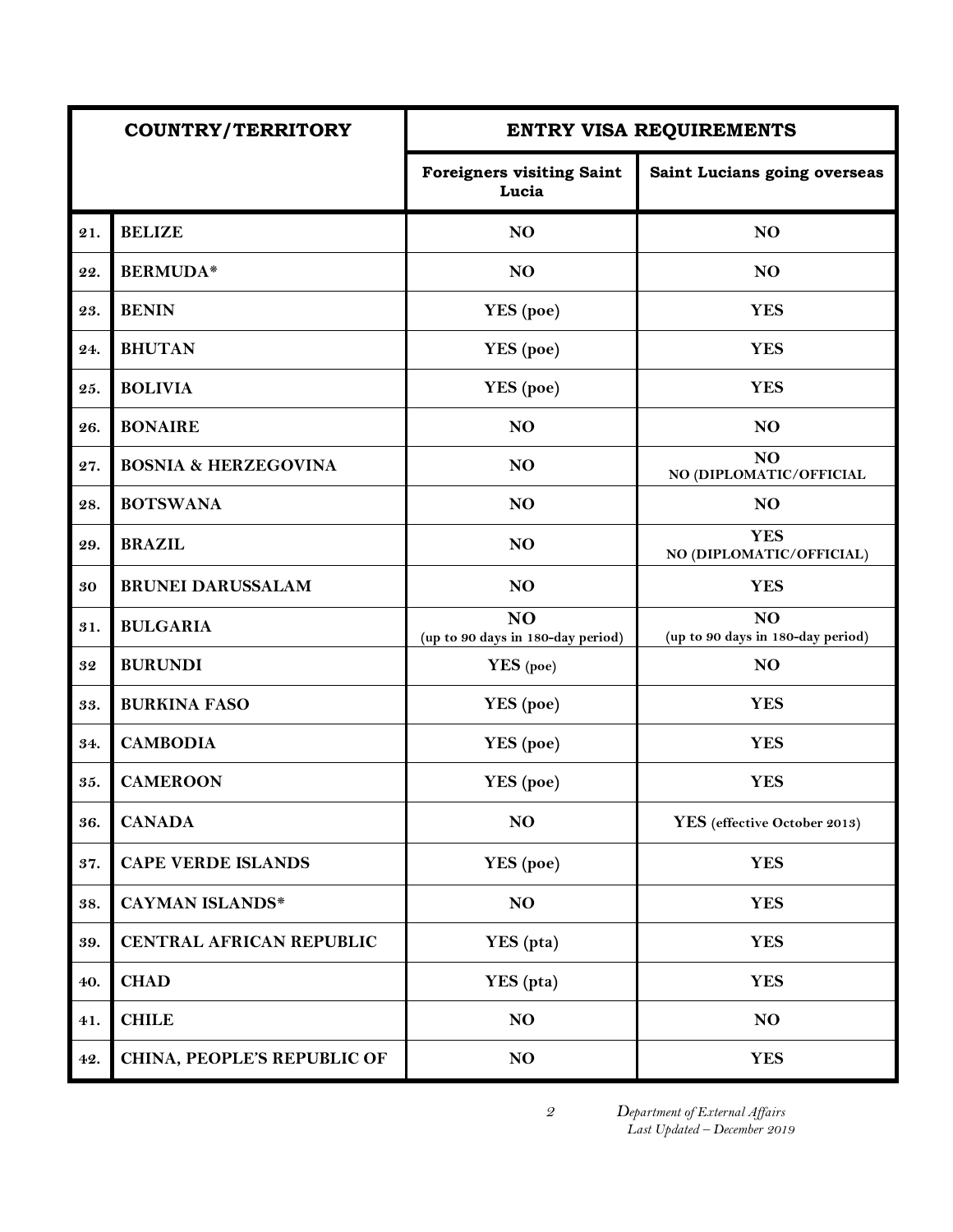| COUNTRY/TERRITORY | | ENTRY VISA REQUIREMENTS | |
|---|---|---|---|
| | | **Foreigners visiting Saint Lucia** | **Saint Lucians going overseas** |
| **21.** | **BELIZE** | **NO** | **NO** |
| **22.** | **BERMUDA*** | **NO** | **NO** |
| **23.** | **BENIN** | **YES (poe)** | **YES** |
| **24.** | **BHUTAN** | **YES (poe)** | **YES** |
| **25.** | **BOLIVIA** | **YES (poe)** | **YES** |
| **26.** | **BONAIRE** | **NO** | **NO** |
| **27.** | **BOSNIA & HERZEGOVINA** | **NO** | **NO**<br>**NO (DIPLOMATIC/OFFICIAL** |
| **28.** | **BOTSWANA** | **NO** | **NO** |
| **29.** | **BRAZIL** | **NO** | **YES**<br>**NO (DIPLOMATIC/OFFICIAL)** |
| **30** | **BRUNEI DARUSSALAM** | **NO** | **YES** |
| **31.** | **BULGARIA** | **NO**<br>**(up to 90 days in 180-day period)** | **NO**<br>**(up to 90 days in 180-day period)** |
| **32** | **BURUNDI** | **YES (poe)** | **NO** |
| **33.** | **BURKINA FASO** | **YES (poe)** | **YES** |
| **34.** | **CAMBODIA** | **YES (poe)** | **YES** |
| **35.** | **CAMEROON** | **YES (poe)** | **YES** |
| **36.** | **CANADA** | **NO** | **YES (effective October 2013)** |
| **37.** | **CAPE VERDE ISLANDS** | **YES (poe)** | **YES** |
| **38.** | **CAYMAN ISLANDS*** | **NO** | **YES** |
| **39.** | **CENTRAL AFRICAN REPUBLIC** | **YES (pta)** | **YES** |
| **40.** | **CHAD** | **YES (pta)** | **YES** |
| **41.** | **CHILE** | **NO** | **NO** |
| **42.** | **CHINA, PEOPLE'S REPUBLIC OF** | **NO** | **YES** |

*Department of External Affairs*
*Last Updated – December 2019*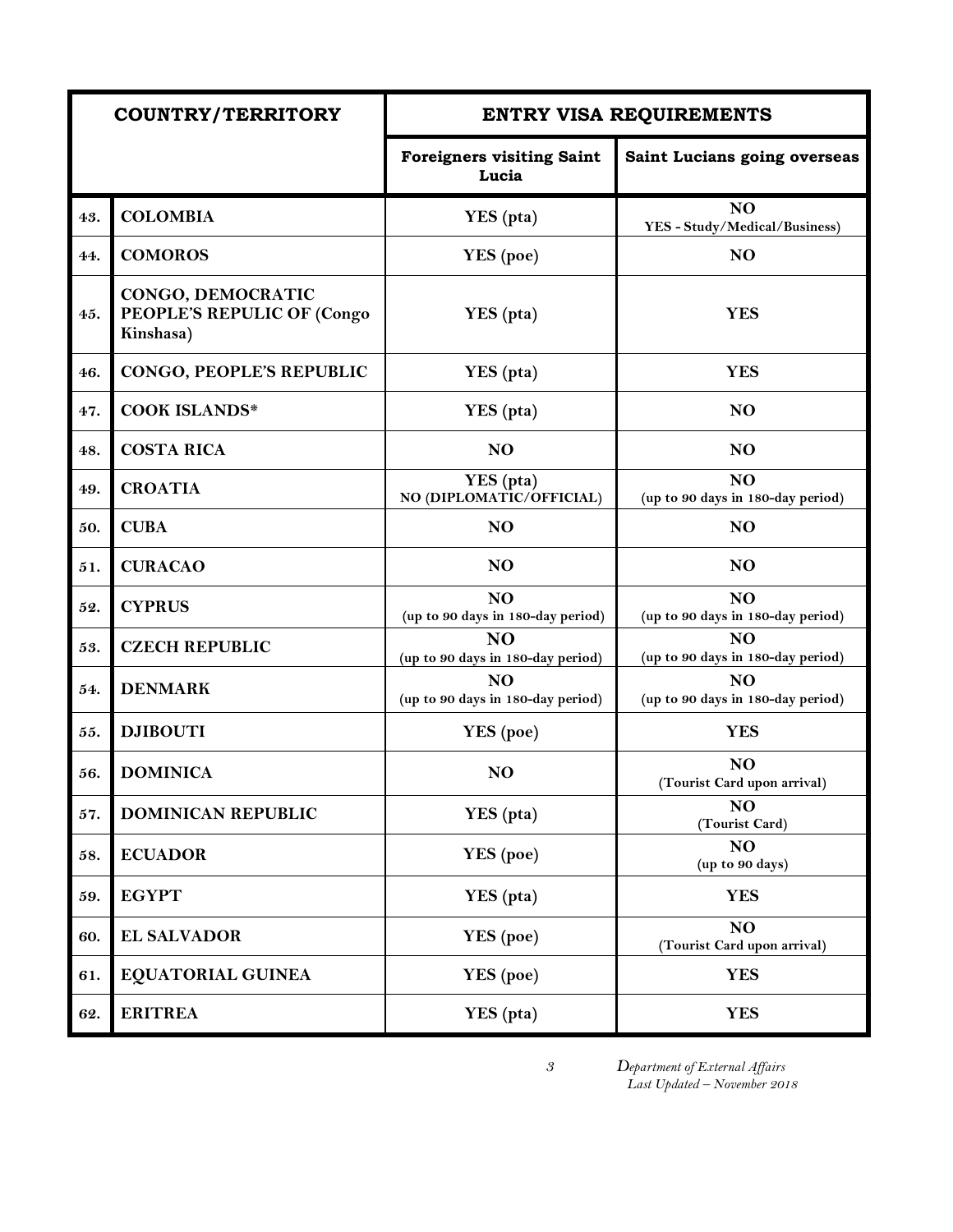| COUNTRY/TERRITORY | | ENTRY VISA REQUIREMENTS | |
|---|---|---|---|
| | | Foreigners visiting Saint Lucia | Saint Lucians going overseas |
| 43. | COLOMBIA | YES (pta) | NO<br>YES - Study/Medical/Business) |
| 44. | COMOROS | YES (poe) | NO |
| 45. | CONGO, DEMOCRATIC PEOPLE'S REPULIC OF (Congo Kinshasa) | YES (pta) | YES |
| 46. | CONGO, PEOPLE'S REPUBLIC | YES (pta) | YES |
| 47. | COOK ISLANDS* | YES (pta) | NO |
| 48. | COSTA RICA | NO | NO |
| 49. | CROATIA | YES (pta)<br>NO (DIPLOMATIC/OFFICIAL) | NO<br>(up to 90 days in 180-day period) |
| 50. | CUBA | NO | NO |
| 51. | CURACAO | NO | NO |
| 52. | CYPRUS | NO<br>(up to 90 days in 180-day period) | NO<br>(up to 90 days in 180-day period) |
| 53. | CZECH REPUBLIC | NO<br>(up to 90 days in 180-day period) | NO<br>(up to 90 days in 180-day period) |
| 54. | DENMARK | NO<br>(up to 90 days in 180-day period) | NO<br>(up to 90 days in 180-day period) |
| 55. | DJIBOUTI | YES (poe) | YES |
| 56. | DOMINICA | NO | NO<br>(Tourist Card upon arrival) |
| 57. | DOMINICAN REPUBLIC | YES (pta) | NO<br>(Tourist Card) |
| 58. | ECUADOR | YES (poe) | NO<br>(up to 90 days) |
| 59. | EGYPT | YES (pta) | YES |
| 60. | EL SALVADOR | YES (poe) | NO<br>(Tourist Card upon arrival) |
| 61. | EQUATORIAL GUINEA | YES (poe) | YES |
| 62. | ERITREA | YES (pta) | YES |

*Department of External Affairs*
*Last Updated – November 2018*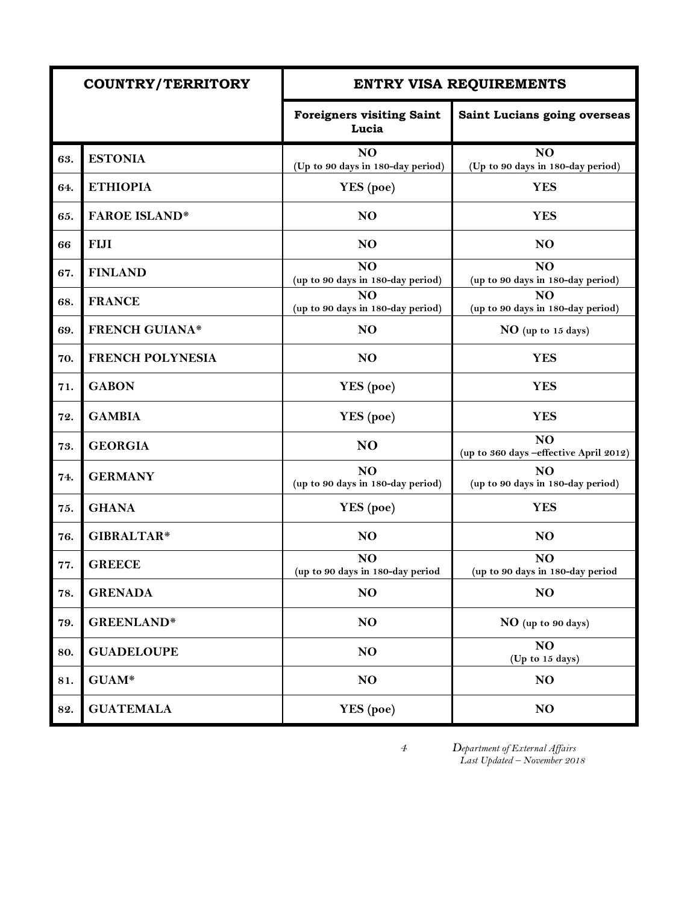| | COUNTRY/TERRITORY | ENTRY VISA REQUIREMENTS | |
|---|---|---|---|
| | | **Foreigners visiting Saint Lucia** | **Saint Lucians going overseas** |
| 63. | **ESTONIA** | **NO** (Up to 90 days in 180-day period) | **NO** (Up to 90 days in 180-day period) |
| 64. | **ETHIOPIA** | YES (poe) | **YES** |
| 65. | **FAROE ISLAND*** | **NO** | **YES** |
| 66 | **FIJI** | **NO** | **NO** |
| 67. | **FINLAND** | **NO** (up to 90 days in 180-day period) | **NO** (up to 90 days in 180-day period) |
| 68. | **FRANCE** | **NO** (up to 90 days in 180-day period) | **NO** (up to 90 days in 180-day period) |
| 69. | **FRENCH GUIANA*** | **NO** | **NO** (up to 15 days) |
| 70. | **FRENCH POLYNESIA** | **NO** | **YES** |
| 71. | **GABON** | YES (poe) | **YES** |
| 72. | **GAMBIA** | YES (poe) | **YES** |
| 73. | **GEORGIA** | **NO** | **NO** (up to 360 days –effective April 2012) |
| 74. | **GERMANY** | **NO** (up to 90 days in 180-day period) | **NO** (up to 90 days in 180-day period) |
| 75. | **GHANA** | YES (poe) | **YES** |
| 76. | **GIBRALTAR*** | **NO** | **NO** |
| 77. | **GREECE** | **NO** (up to 90 days in 180-day period | **NO** (up to 90 days in 180-day period |
| 78. | **GRENADA** | **NO** | **NO** |
| 79. | **GREENLAND*** | **NO** | **NO** (up to 90 days) |
| 80. | **GUADELOUPE** | **NO** | **NO** (Up to 15 days) |
| 81. | **GUAM*** | **NO** | **NO** |
| 82. | **GUATEMALA** | YES (poe) | **NO** |

*Department of External Affairs*
*Last Updated – November 2018*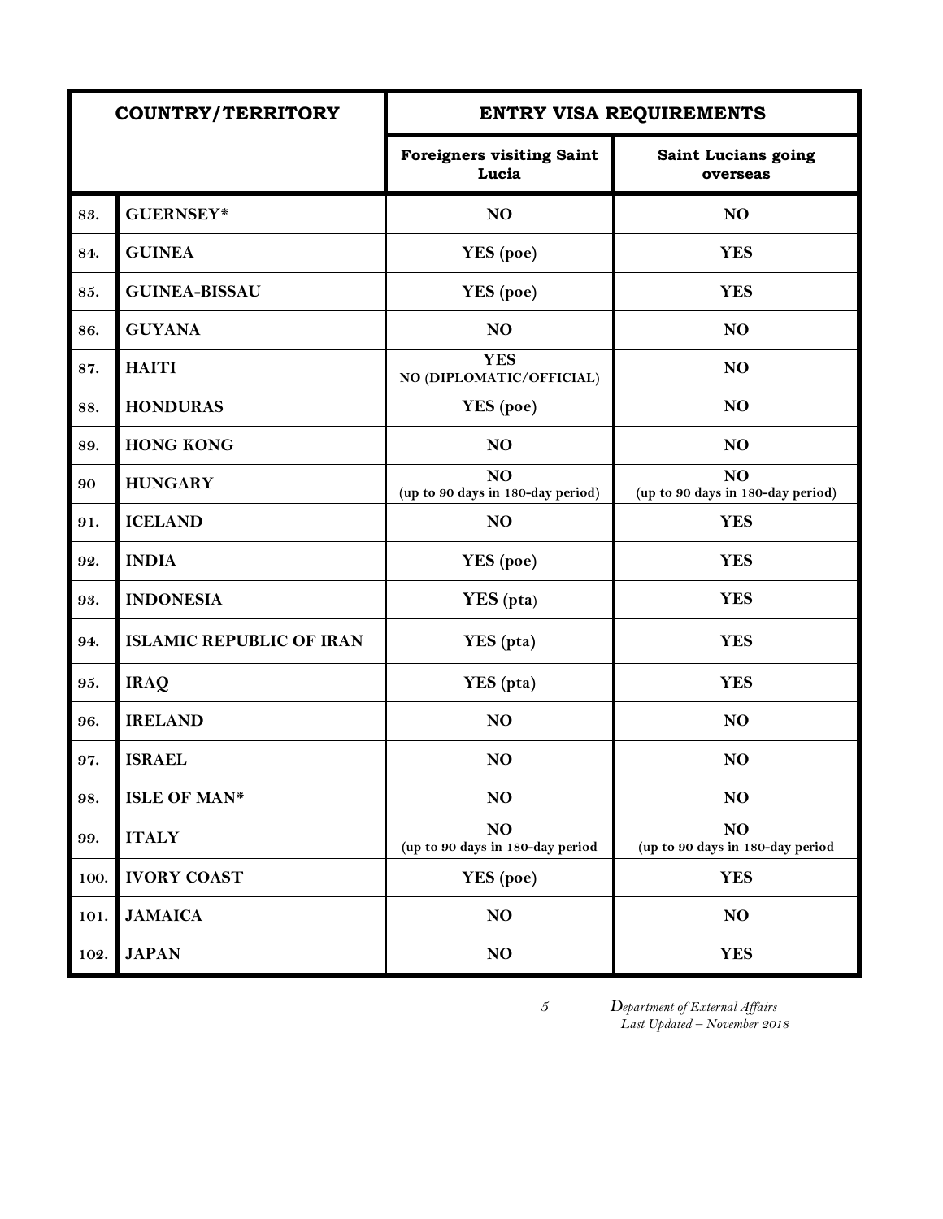| COUNTRY/TERRITORY | | ENTRY VISA REQUIREMENTS | |
|---|---|---|---|
| | | **Foreigners visiting Saint Lucia** | **Saint Lucians going overseas** |
| 83. | **GUERNSEY*** | **NO** | **NO** |
| 84. | **GUINEA** | YES (poe) | **YES** |
| 85. | **GUINEA-BISSAU** | YES (poe) | **YES** |
| 86. | **GUYANA** | **NO** | **NO** |
| 87. | **HAITI** | **YES** NO (DIPLOMATIC/OFFICIAL) | **NO** |
| 88. | **HONDURAS** | YES (poe) | **NO** |
| 89. | **HONG KONG** | **NO** | **NO** |
| 90 | **HUNGARY** | **NO** (up to 90 days in 180-day period) | **NO** (up to 90 days in 180-day period) |
| 91. | **ICELAND** | **NO** | **YES** |
| 92. | **INDIA** | YES (poe) | **YES** |
| 93. | **INDONESIA** | **YES** (pta) | **YES** |
| 94. | **ISLAMIC REPUBLIC OF IRAN** | YES (pta) | **YES** |
| 95. | **IRAQ** | YES (pta) | **YES** |
| 96. | **IRELAND** | **NO** | **NO** |
| 97. | **ISRAEL** | **NO** | **NO** |
| 98. | **ISLE OF MAN*** | **NO** | **NO** |
| 99. | **ITALY** | **NO** (up to 90 days in 180-day period | **NO** (up to 90 days in 180-day period |
| 100. | **IVORY COAST** | YES (poe) | **YES** |
| 101. | **JAMAICA** | **NO** | **NO** |
| 102. | **JAPAN** | **NO** | **YES** |

*Department of External Affairs*
*Last Updated – November 2018*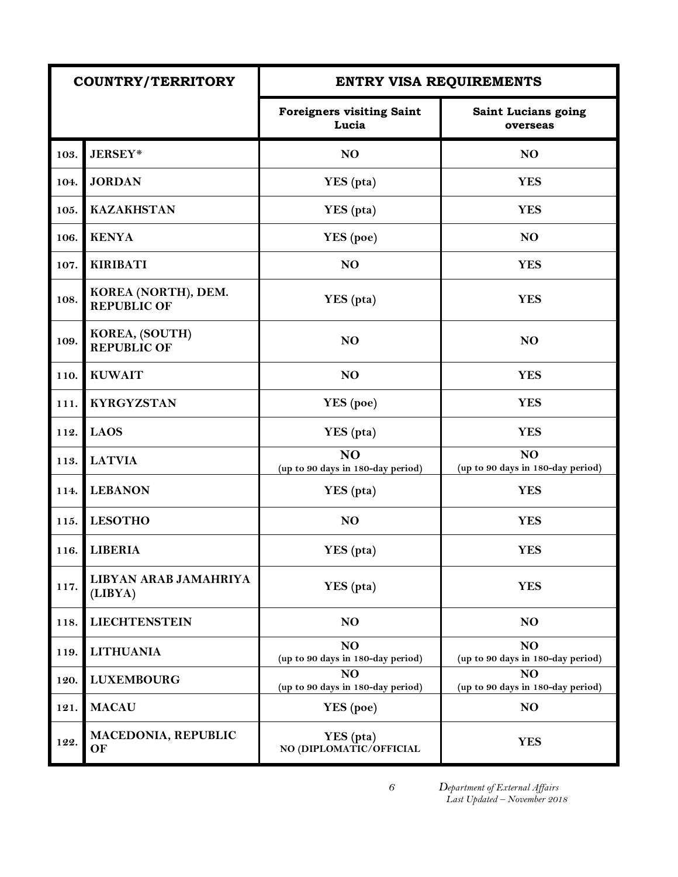| COUNTRY/TERRITORY | | ENTRY VISA REQUIREMENTS | |
|---|---|---|---|
| | | **Foreigners visiting Saint Lucia** | **Saint Lucians going overseas** |
| 103. | **JERSEY*** | **NO** | **NO** |
| 104. | **JORDAN** | **YES** (pta) | **YES** |
| 105. | **KAZAKHSTAN** | **YES** (pta) | **YES** |
| 106. | **KENYA** | **YES** (poe) | **NO** |
| 107. | **KIRIBATI** | **NO** | **YES** |
| 108. | **KOREA (NORTH), DEM. REPUBLIC OF** | **YES** (pta) | **YES** |
| 109. | **KOREA, (SOUTH) REPUBLIC OF** | **NO** | **NO** |
| 110. | **KUWAIT** | **NO** | **YES** |
| 111. | **KYRGYZSTAN** | **YES** (poe) | **YES** |
| 112. | **LAOS** | **YES** (pta) | **YES** |
| 113. | **LATVIA** | **NO** (up to 90 days in 180-day period) | **NO** (up to 90 days in 180-day period) |
| 114. | **LEBANON** | **YES** (pta) | **YES** |
| 115. | **LESOTHO** | **NO** | **YES** |
| 116. | **LIBERIA** | **YES** (pta) | **YES** |
| 117. | **LIBYAN ARAB JAMAHRIYA (LIBYA)** | **YES** (pta) | **YES** |
| 118. | **LIECHTENSTEIN** | **NO** | **NO** |
| 119. | **LITHUANIA** | **NO** (up to 90 days in 180-day period) | **NO** (up to 90 days in 180-day period) |
| 120. | **LUXEMBOURG** | **NO** (up to 90 days in 180-day period) | **NO** (up to 90 days in 180-day period) |
| 121. | **MACAU** | **YES** (poe) | **NO** |
| 122. | **MACEDONIA, REPUBLIC OF** | **YES** (pta) NO (DIPLOMATIC/OFFICIAL | **YES** |

*Department of External Affairs*
*Last Updated – November 2018*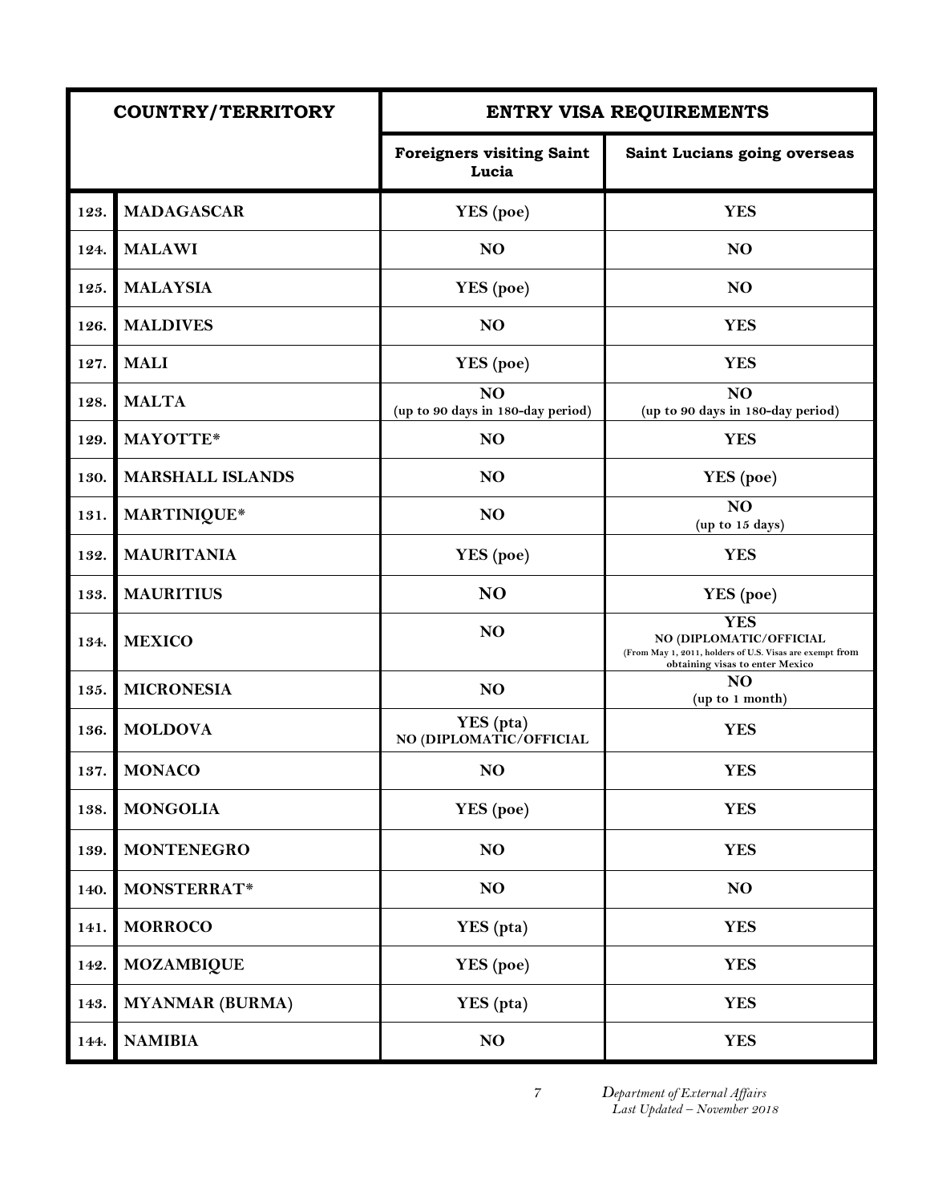| COUNTRY/TERRITORY | | ENTRY VISA REQUIREMENTS | |
|---|---|---|---|
| | | **Foreigners visiting Saint Lucia** | **Saint Lucians going overseas** |
| 123. | **MADAGASCAR** | YES (poe) | **YES** |
| 124. | **MALAWI** | **NO** | **NO** |
| 125. | **MALAYSIA** | YES (poe) | **NO** |
| 126. | **MALDIVES** | **NO** | **YES** |
| 127. | **MALI** | YES (poe) | **YES** |
| 128. | **MALTA** | **NO** (up to 90 days in 180-day period) | **NO** (up to 90 days in 180-day period) |
| 129. | **MAYOTTE*** | **NO** | **YES** |
| 130. | **MARSHALL ISLANDS** | **NO** | YES (poe) |
| 131. | **MARTINIQUE*** | **NO** | **NO** (up to 15 days) |
| 132. | **MAURITANIA** | YES (poe) | **YES** |
| 133. | **MAURITIUS** | **NO** | YES (poe) |
| 134. | **MEXICO** | **NO** | **YES** NO (DIPLOMATIC/OFFICIAL (From May 1, 2011, holders of U.S. Visas are exempt from obtaining visas to enter Mexico |
| 135. | **MICRONESIA** | **NO** | **NO** (up to 1 month) |
| 136. | **MOLDOVA** | YES (pta) NO (DIPLOMATIC/OFFICIAL | **YES** |
| 137. | **MONACO** | **NO** | **YES** |
| 138. | **MONGOLIA** | YES (poe) | **YES** |
| 139. | **MONTENEGRO** | **NO** | **YES** |
| 140. | **MONSTERRAT*** | **NO** | **NO** |
| 141. | **MORROCO** | YES (pta) | **YES** |
| 142. | **MOZAMBIQUE** | YES (poe) | **YES** |
| 143. | **MYANMAR (BURMA)** | YES (pta) | **YES** |
| 144. | **NAMIBIA** | **NO** | **YES** |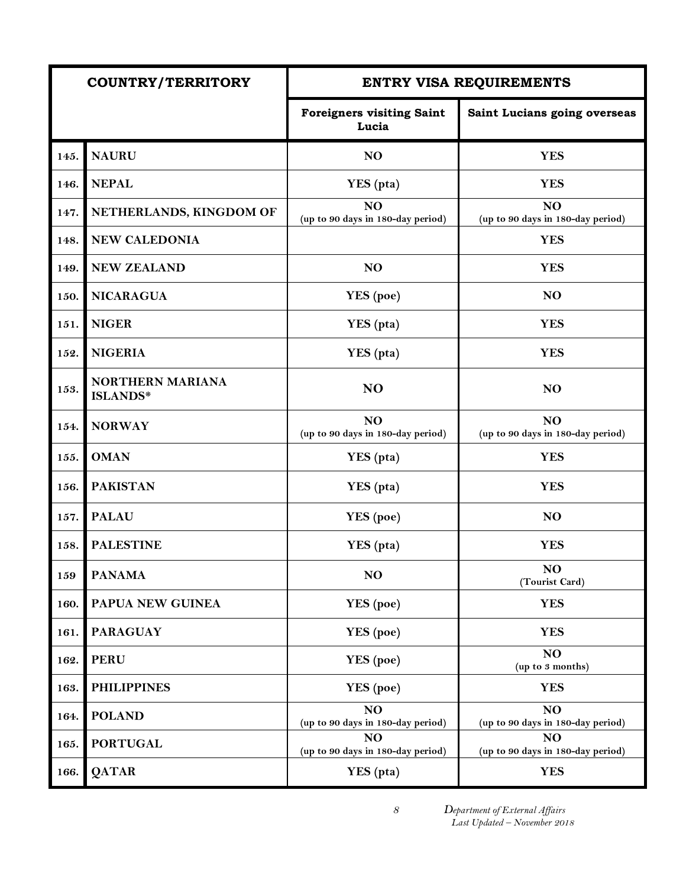| COUNTRY/TERRITORY | | ENTRY VISA REQUIREMENTS | |
|---|---|---|---|
| | | **Foreigners visiting Saint Lucia** | **Saint Lucians going overseas** |
| 145. | **NAURU** | **NO** | **YES** |
| 146. | **NEPAL** | YES (pta) | **YES** |
| 147. | **NETHERLANDS, KINGDOM OF** | **NO** (up to 90 days in 180-day period) | **NO** (up to 90 days in 180-day period) |
| 148. | **NEW CALEDONIA** | | **YES** |
| 149. | **NEW ZEALAND** | **NO** | **YES** |
| 150. | **NICARAGUA** | YES (poe) | **NO** |
| 151. | **NIGER** | YES (pta) | **YES** |
| 152. | **NIGERIA** | YES (pta) | **YES** |
| 153. | **NORTHERN MARIANA ISLANDS*** | **NO** | **NO** |
| 154. | **NORWAY** | **NO** (up to 90 days in 180-day period) | **NO** (up to 90 days in 180-day period) |
| 155. | **OMAN** | YES (pta) | **YES** |
| 156. | **PAKISTAN** | YES (pta) | **YES** |
| 157. | **PALAU** | YES (poe) | **NO** |
| 158. | **PALESTINE** | YES (pta) | **YES** |
| 159 | **PANAMA** | **NO** | **NO** (Tourist Card) |
| 160. | **PAPUA NEW GUINEA** | YES (poe) | **YES** |
| 161. | **PARAGUAY** | YES (poe) | **YES** |
| 162. | **PERU** | YES (poe) | **NO** (up to 3 months) |
| 163. | **PHILIPPINES** | YES (poe) | **YES** |
| 164. | **POLAND** | **NO** (up to 90 days in 180-day period) | **NO** (up to 90 days in 180-day period) |
| 165. | **PORTUGAL** | **NO** (up to 90 days in 180-day period) | **NO** (up to 90 days in 180-day period) |
| 166. | **QATAR** | YES (pta) | **YES** |

*Department of External Affairs*
*Last Updated – November 2018*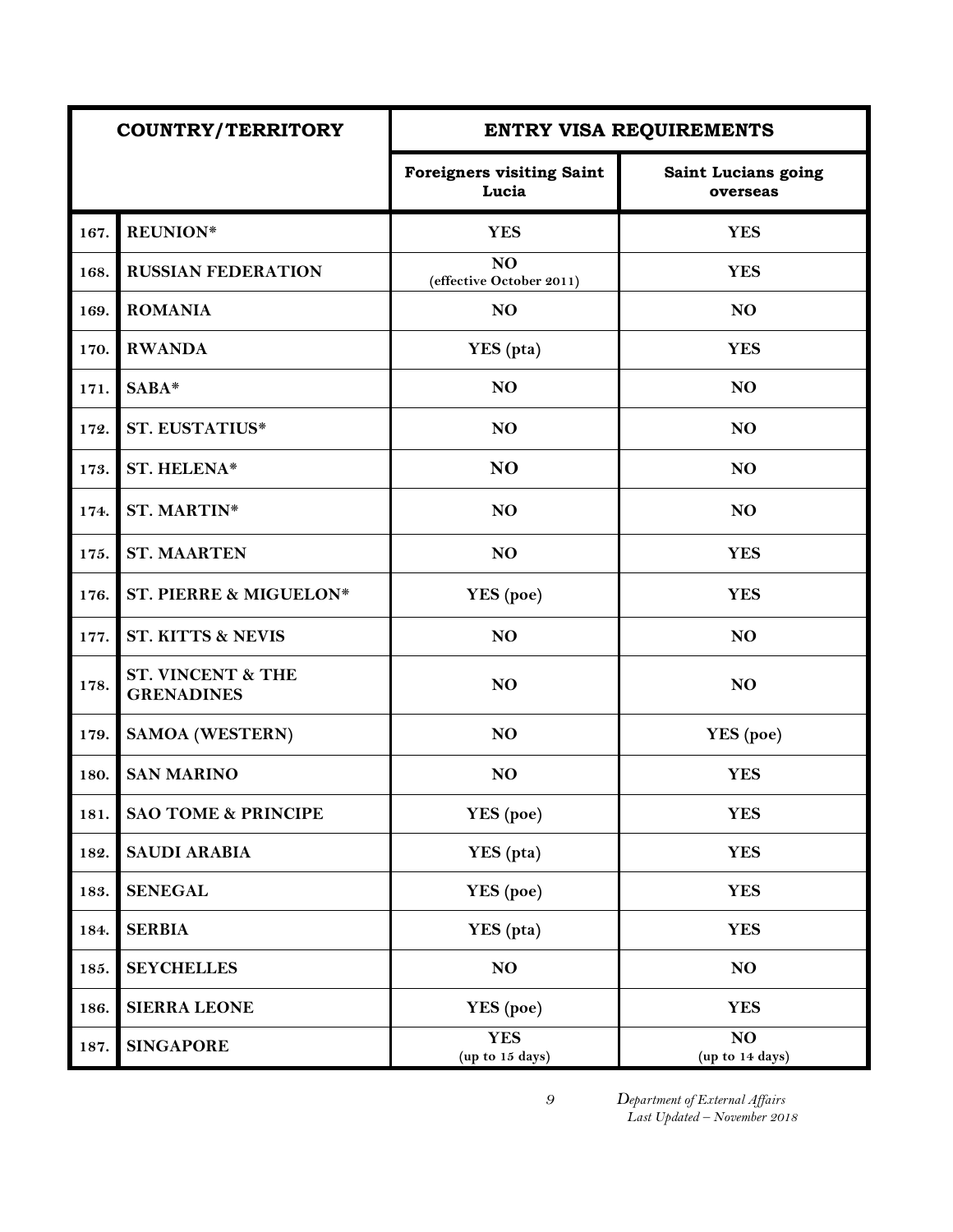| COUNTRY/TERRITORY | | ENTRY VISA REQUIREMENTS | |
|---|---|---|---|
| | | **Foreigners visiting Saint Lucia** | **Saint Lucians going overseas** |
| 167. | **REUNION*** | **YES** | **YES** |
| 168. | **RUSSIAN FEDERATION** | **NO** (effective October 2011) | **YES** |
| 169. | **ROMANIA** | **NO** | **NO** |
| 170. | **RWANDA** | **YES** (pta) | **YES** |
| 171. | **SABA*** | **NO** | **NO** |
| 172. | **ST. EUSTATIUS*** | **NO** | **NO** |
| 173. | **ST. HELENA*** | **NO** | **NO** |
| 174. | **ST. MARTIN*** | **NO** | **NO** |
| 175. | **ST. MAARTEN** | **NO** | **YES** |
| 176. | **ST. PIERRE & MIGUELON*** | **YES** (poe) | **YES** |
| 177. | **ST. KITTS & NEVIS** | **NO** | **NO** |
| 178. | **ST. VINCENT & THE GRENADINES** | **NO** | **NO** |
| 179. | **SAMOA (WESTERN)** | **NO** | **YES** (poe) |
| 180. | **SAN MARINO** | **NO** | **YES** |
| 181. | **SAO TOME & PRINCIPE** | **YES** (poe) | **YES** |
| 182. | **SAUDI ARABIA** | **YES** (pta) | **YES** |
| 183. | **SENEGAL** | **YES** (poe) | **YES** |
| 184. | **SERBIA** | **YES** (pta) | **YES** |
| 185. | **SEYCHELLES** | **NO** | **NO** |
| 186. | **SIERRA LEONE** | **YES** (poe) | **YES** |
| 187. | **SINGAPORE** | **YES** (up to 15 days) | **NO** (up to 14 days) |

*Department of External Affairs*
*Last Updated – November 2018*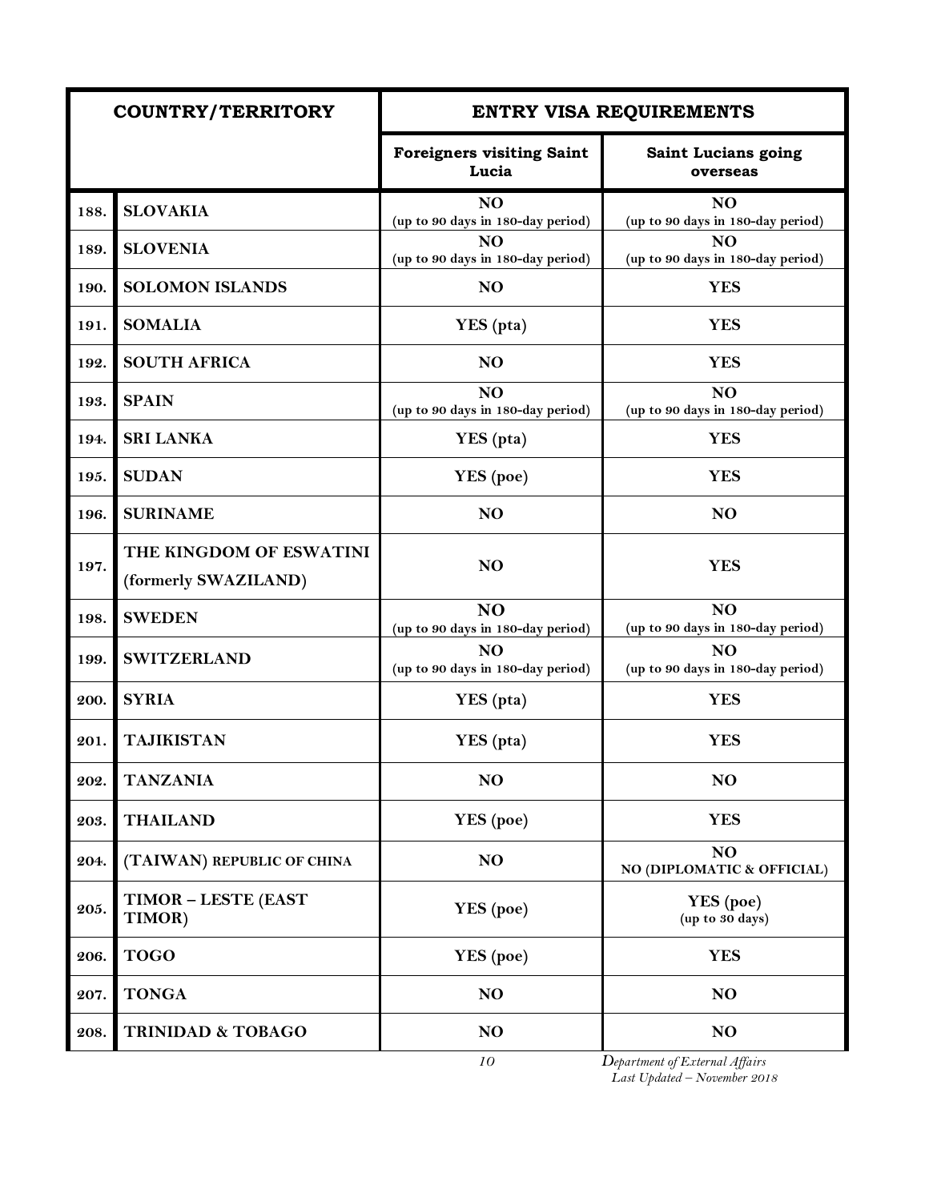| COUNTRY/TERRITORY | | ENTRY VISA REQUIREMENTS | |
|---|---|---|---|
| | | **Foreigners visiting Saint Lucia** | **Saint Lucians going overseas** |
| 188. | **SLOVAKIA** | **NO** (up to 90 days in 180-day period) | **NO** (up to 90 days in 180-day period) |
| 189. | **SLOVENIA** | **NO** (up to 90 days in 180-day period) | **NO** (up to 90 days in 180-day period) |
| 190. | **SOLOMON ISLANDS** | **NO** | **YES** |
| 191. | **SOMALIA** | YES (pta) | **YES** |
| 192. | **SOUTH AFRICA** | **NO** | **YES** |
| 193. | **SPAIN** | **NO** (up to 90 days in 180-day period) | **NO** (up to 90 days in 180-day period) |
| 194. | **SRI LANKA** | YES (pta) | **YES** |
| 195. | **SUDAN** | YES (poe) | **YES** |
| 196. | **SURINAME** | **NO** | **NO** |
| 197. | **THE KINGDOM OF ESWATINI** (formerly SWAZILAND) | **NO** | **YES** |
| 198. | **SWEDEN** | **NO** (up to 90 days in 180-day period) | **NO** (up to 90 days in 180-day period) |
| 199. | **SWITZERLAND** | **NO** (up to 90 days in 180-day period) | **NO** (up to 90 days in 180-day period) |
| 200. | **SYRIA** | YES (pta) | **YES** |
| 201. | **TAJIKISTAN** | YES (pta) | **YES** |
| 202. | **TANZANIA** | **NO** | **NO** |
| 203. | **THAILAND** | YES (poe) | **YES** |
| 204. | **(TAIWAN) REPUBLIC OF CHINA** | **NO** | **NO** NO (DIPLOMATIC & OFFICIAL) |
| 205. | **TIMOR – LESTE (EAST TIMOR)** | YES (poe) | YES (poe) (up to 30 days) |
| 206. | **TOGO** | YES (poe) | **YES** |
| 207. | **TONGA** | **NO** | **NO** |
| 208. | **TRINIDAD & TOBAGO** | **NO** | **NO** |

*Department of External Affairs*
*Last Updated – November 2018*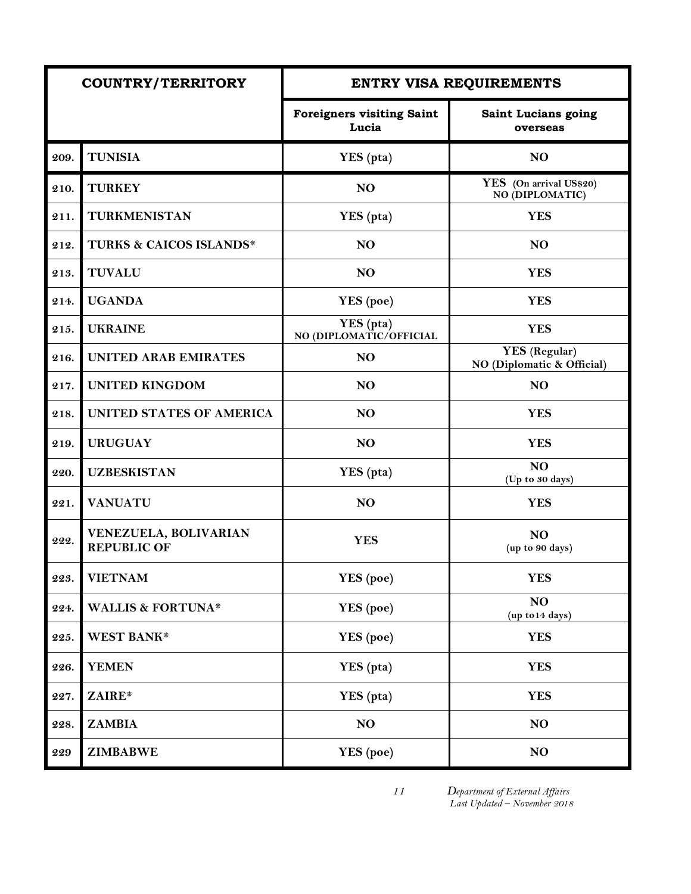| COUNTRY/TERRITORY | | ENTRY VISA REQUIREMENTS | |
|---|---|---|---|
| | | Foreigners visiting Saint Lucia | Saint Lucians going overseas |
| 209. | TUNISIA | YES (pta) | NO |
| 210. | TURKEY | NO | YES (On arrival US$20) NO (DIPLOMATIC) |
| 211. | TURKMENISTAN | YES (pta) | YES |
| 212. | TURKS & CAICOS ISLANDS* | NO | NO |
| 213. | TUVALU | NO | YES |
| 214. | UGANDA | YES (poe) | YES |
| 215. | UKRAINE | YES (pta) NO (DIPLOMATIC/OFFICIAL | YES |
| 216. | UNITED ARAB EMIRATES | NO | YES (Regular) NO (Diplomatic & Official) |
| 217. | UNITED KINGDOM | NO | NO |
| 218. | UNITED STATES OF AMERICA | NO | YES |
| 219. | URUGUAY | NO | YES |
| 220. | UZBESKISTAN | YES (pta) | NO (Up to 30 days) |
| 221. | VANUATU | NO | YES |
| 222. | VENEZUELA, BOLIVARIAN REPUBLIC OF | YES | NO (up to 90 days) |
| 223. | VIETNAM | YES (poe) | YES |
| 224. | WALLIS & FORTUNA* | YES (poe) | NO (up to14 days) |
| 225. | WEST BANK* | YES (poe) | YES |
| 226. | YEMEN | YES (pta) | YES |
| 227. | ZAIRE* | YES (pta) | YES |
| 228. | ZAMBIA | NO | NO |
| 229 | ZIMBABWE | YES (poe) | NO |

*Department of External Affairs*
*Last Updated – November 2018*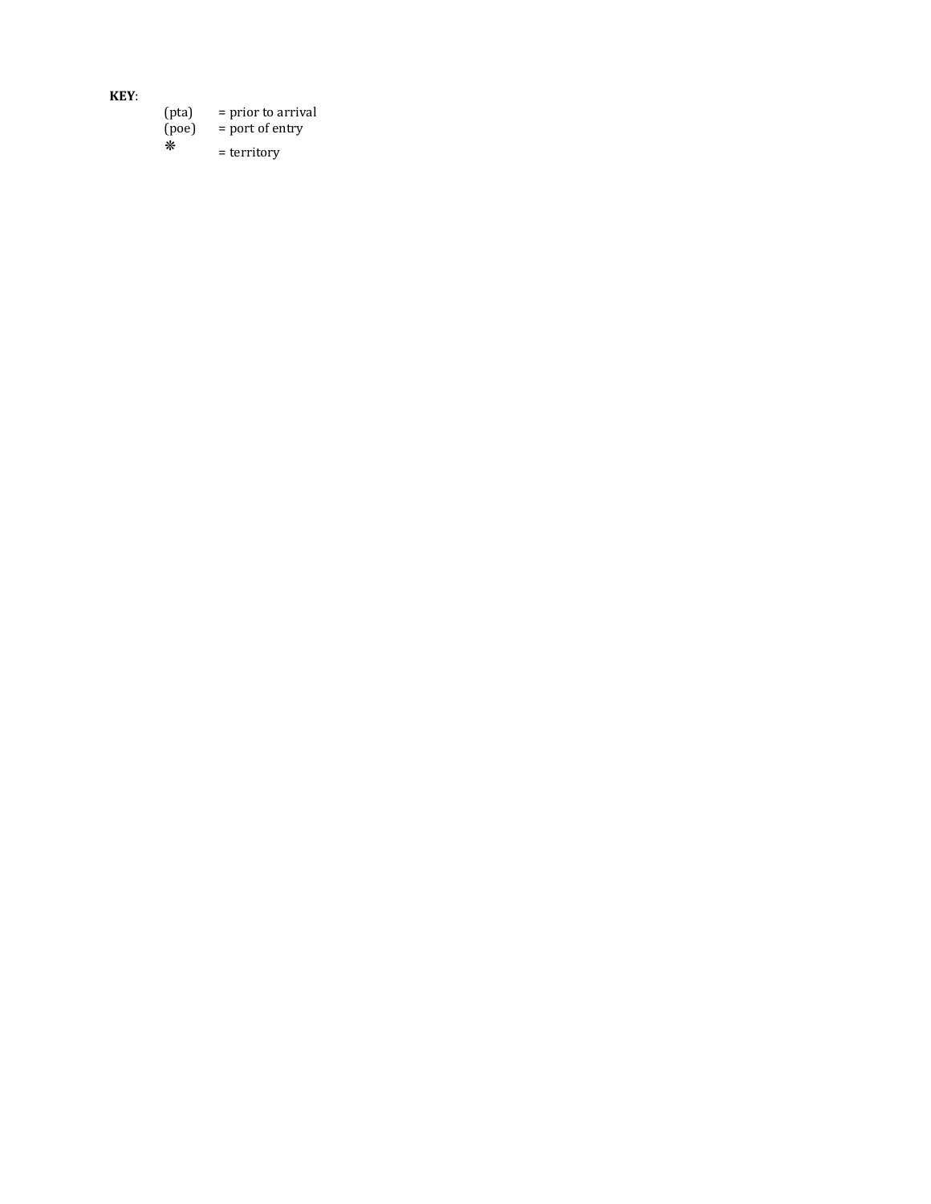**KEY**:

| | |
|---|---|
| (pta) | = prior to arrival |
| (poe) | = port of entry |
| ❋ | = territory |